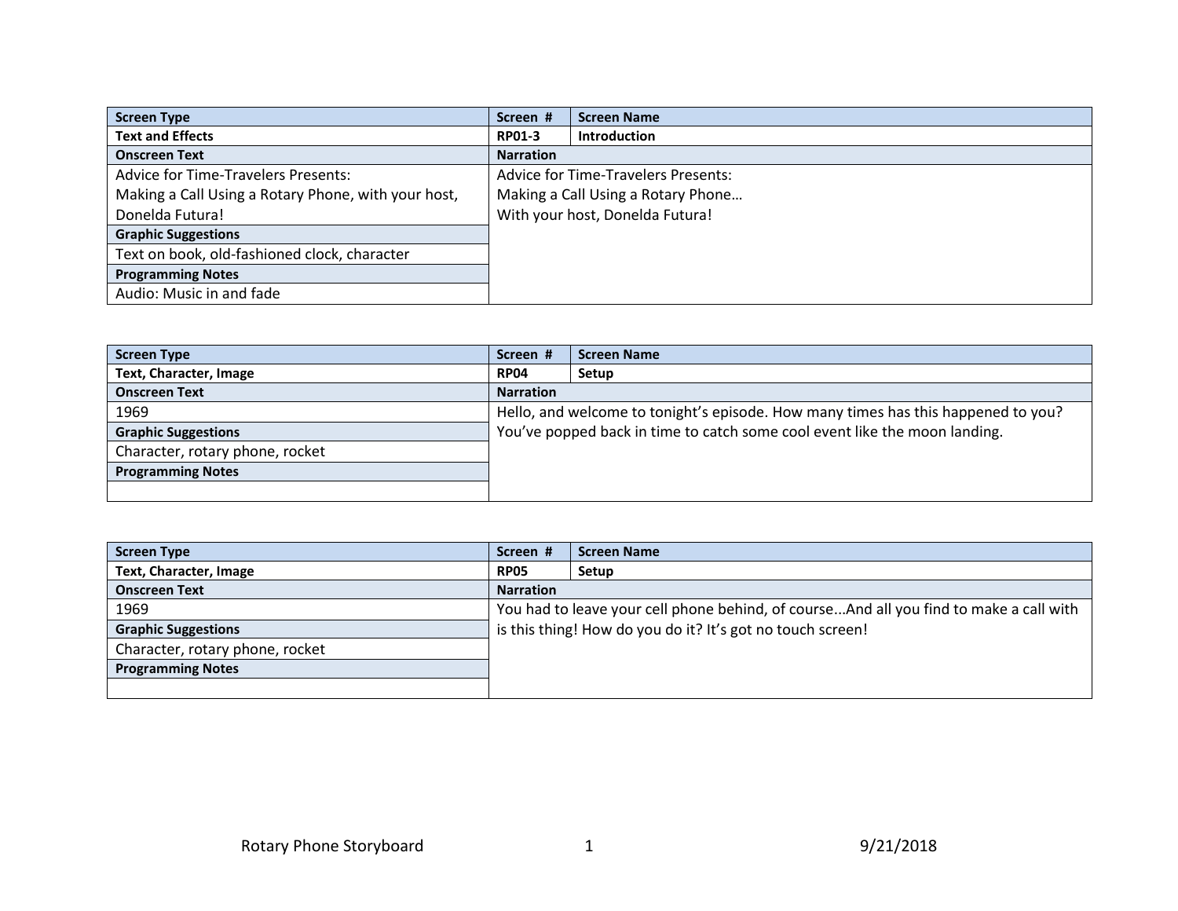| Screen Type | Screen # | Screen Name |
|---|---|---|
| **Text and Effects** | **RP01-3** | **Introduction** |
| **Onscreen Text** | **Narration** | |
| Advice for Time-Travelers Presents:<br>Making a Call Using a Rotary Phone, with your host, Donelda Futura! | Advice for Time-Travelers Presents:<br>Making a Call Using a Rotary Phone…<br>With your host, Donelda Futura! | |
| **Graphic Suggestions** | | |
| Text on book, old-fashioned clock, character | | |
| **Programming Notes** | | |
| Audio: Music in and fade | | |

| Screen Type | Screen # | Screen Name |
|---|---|---|
| **Text, Character, Image** | **RP04** | **Setup** |
| **Onscreen Text** | **Narration** | |
| 1969 | Hello, and welcome to tonight's episode. How many times has this happened to you? You've popped back in time to catch some cool event like the moon landing. | |
| **Graphic Suggestions** | | |
| Character, rotary phone, rocket | | |
| **Programming Notes** | | |
| | | |

| Screen Type | Screen # | Screen Name |
|---|---|---|
| **Text, Character, Image** | **RP05** | **Setup** |
| **Onscreen Text** | **Narration** | |
| 1969 | You had to leave your cell phone behind, of course...And all you find to make a call with is this thing! How do you do it? It's got no touch screen! | |
| **Graphic Suggestions** | | |
| Character, rotary phone, rocket | | |
| **Programming Notes** | | |
| | | |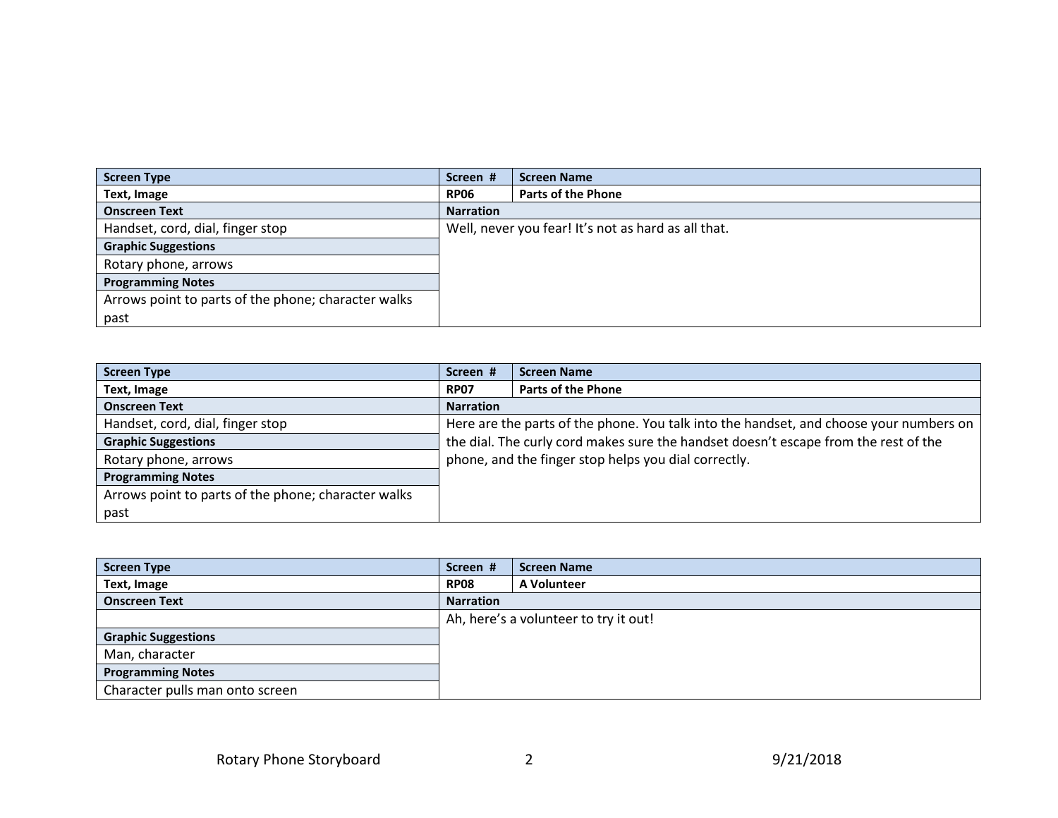| Screen Type | Screen # | Screen Name |
|---|---|---|
| **Text, Image** | **RP06** | **Parts of the Phone** |
| **Onscreen Text** | **Narration** | |
| Handset, cord, dial, finger stop | Well, never you fear! It's not as hard as all that. | |
| **Graphic Suggestions** | | |
| Rotary phone, arrows | | |
| **Programming Notes** | | |
| Arrows point to parts of the phone; character walks past | | |

| Screen Type | Screen # | Screen Name |
|---|---|---|
| **Text, Image** | **RP07** | **Parts of the Phone** |
| **Onscreen Text** | **Narration** | |
| Handset, cord, dial, finger stop | Here are the parts of the phone. You talk into the handset, and choose your numbers on the dial. The curly cord makes sure the handset doesn't escape from the rest of the phone, and the finger stop helps you dial correctly. | |
| **Graphic Suggestions** | | |
| Rotary phone, arrows | | |
| **Programming Notes** | | |
| Arrows point to parts of the phone; character walks past | | |

| Screen Type | Screen # | Screen Name |
|---|---|---|
| **Text, Image** | **RP08** | **A Volunteer** |
| **Onscreen Text** | **Narration** | |
| | Ah, here's a volunteer to try it out! | |
| **Graphic Suggestions** | | |
| Man, character | | |
| **Programming Notes** | | |
| Character pulls man onto screen | | |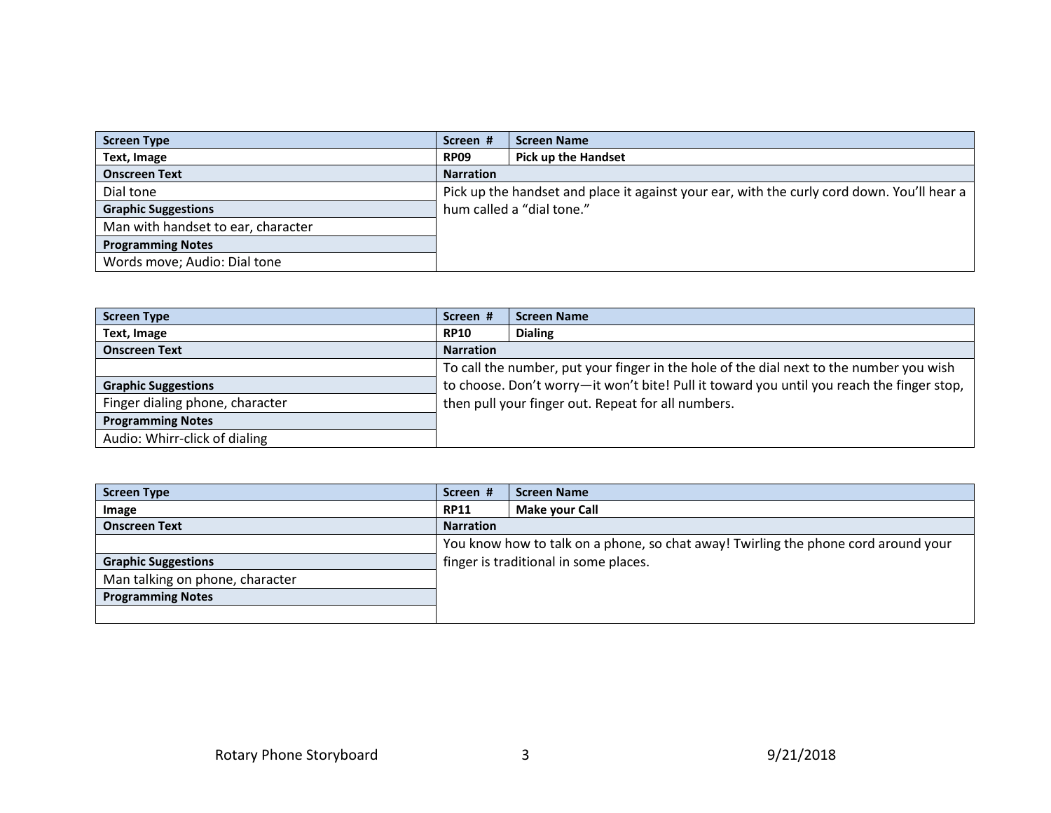| Screen Type | Screen # | Screen Name |
|---|---|---|
| **Text, Image** | **RP09** | **Pick up the Handset** |
| **Onscreen Text** | **Narration** | |
| Dial tone | Pick up the handset and place it against your ear, with the curly cord down. You'll hear a hum called a "dial tone." | |
| **Graphic Suggestions** | | |
| Man with handset to ear, character | | |
| **Programming Notes** | | |
| Words move; Audio: Dial tone | | |

| Screen Type | Screen # | Screen Name |
|---|---|---|
| **Text, Image** | **RP10** | **Dialing** |
| **Onscreen Text** | **Narration** | |
| | To call the number, put your finger in the hole of the dial next to the number you wish to choose. Don't worry—it won't bite! Pull it toward you until you reach the finger stop, then pull your finger out. Repeat for all numbers. | |
| **Graphic Suggestions** | | |
| Finger dialing phone, character | | |
| **Programming Notes** | | |
| Audio: Whirr-click of dialing | | |

| Screen Type | Screen # | Screen Name |
|---|---|---|
| **Image** | **RP11** | **Make your Call** |
| **Onscreen Text** | **Narration** | |
| | You know how to talk on a phone, so chat away! Twirling the phone cord around your finger is traditional in some places. | |
| **Graphic Suggestions** | | |
| Man talking on phone, character | | |
| **Programming Notes** | | |
| | | |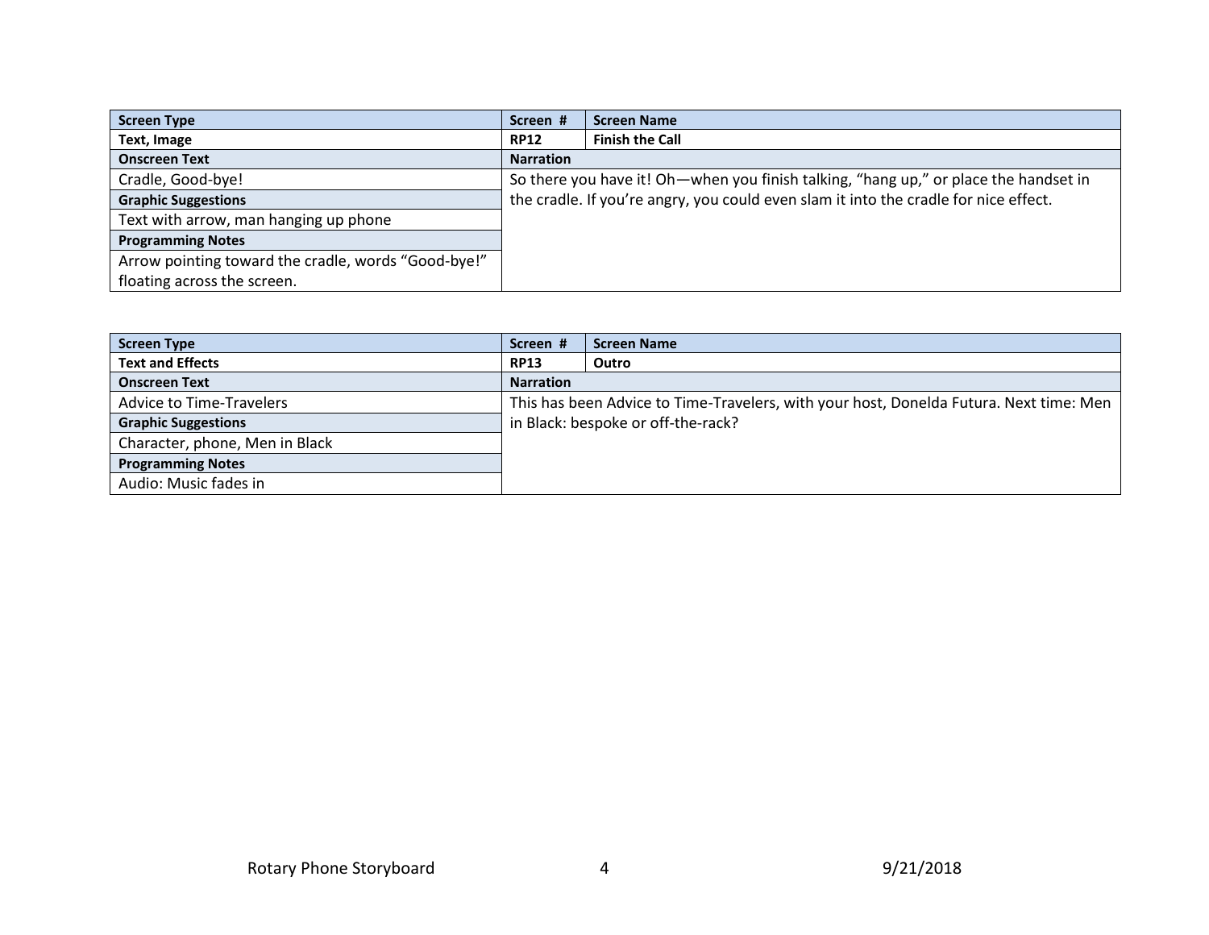| Screen Type | Screen # | Screen Name |
| --- | --- | --- |
| **Text, Image** | **RP12** | **Finish the Call** |
| **Onscreen Text** | **Narration** | |
| Cradle, Good-bye! | So there you have it! Oh—when you finish talking, “hang up,” or place the handset in the cradle. If you’re angry, you could even slam it into the cradle for nice effect. | |
| **Graphic Suggestions** | | |
| Text with arrow, man hanging up phone | | |
| **Programming Notes** | | |
| Arrow pointing toward the cradle, words “Good-bye!” floating across the screen. | | |

| Screen Type | Screen # | Screen Name |
| --- | --- | --- |
| **Text and Effects** | **RP13** | **Outro** |
| **Onscreen Text** | **Narration** | |
| Advice to Time-Travelers | This has been Advice to Time-Travelers, with your host, Donelda Futura. Next time: Men in Black: bespoke or off-the-rack? | |
| **Graphic Suggestions** | | |
| Character, phone, Men in Black | | |
| **Programming Notes** | | |
| Audio: Music fades in | | |